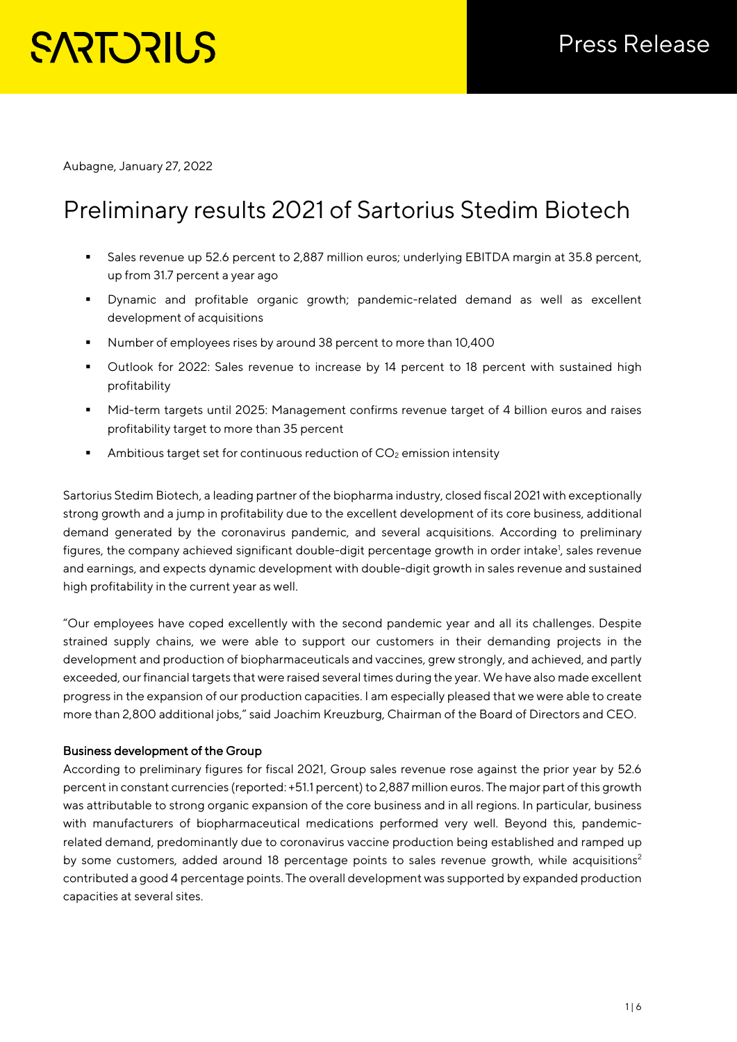Aubagne, January 27, 2022

# Preliminary results 2021 of Sartorius Stedim Biotech

- Sales revenue up 52.6 percent to 2,887 million euros; underlying EBITDA margin at 35.8 percent, up from 31.7 percent a year ago
- Dynamic and profitable organic growth; pandemic-related demand as well as excellent development of acquisitions
- Number of employees rises by around 38 percent to more than 10,400
- Outlook for 2022: Sales revenue to increase by 14 percent to 18 percent with sustained high profitability
- Mid-term targets until 2025: Management confirms revenue target of 4 billion euros and raises profitability target to more than 35 percent
- Ambitious target set for continuous reduction of $CO_2$ emission intensity

Sartorius Stedim Biotech, a leading partner of the biopharma industry, closed fiscal 2021 with exceptionally strong growth and a jump in profitability due to the excellent development of its core business, additional demand generated by the coronavirus pandemic, and several acquisitions. According to preliminary figures, the company achieved significant double-digit percentage growth in order intake[1], sales revenue and earnings, and expects dynamic development with double-digit growth in sales revenue and sustained high profitability in the current year as well.

"Our employees have coped excellently with the second pandemic year and all its challenges. Despite strained supply chains, we were able to support our customers in their demanding projects in the development and production of biopharmaceuticals and vaccines, grew strongly, and achieved, and partly exceeded, our financial targets that were raised several times during the year. We have also made excellent progress in the expansion of our production capacities. I am especially pleased that we were able to create more than 2,800 additional jobs," said Joachim Kreuzburg, Chairman of the Board of Directors and CEO.

**Business development of the Group**

According to preliminary figures for fiscal 2021, Group sales revenue rose against the prior year by 52.6 percent in constant currencies (reported: +51.1 percent) to 2,887 million euros. The major part of this growth was attributable to strong organic expansion of the core business and in all regions. In particular, business with manufacturers of biopharmaceutical medications performed very well. Beyond this, pandemic-related demand, predominantly due to coronavirus vaccine production being established and ramped up by some customers, added around 18 percentage points to sales revenue growth, while acquisitions[2] contributed a good 4 percentage points. The overall development was supported by expanded production capacities at several sites.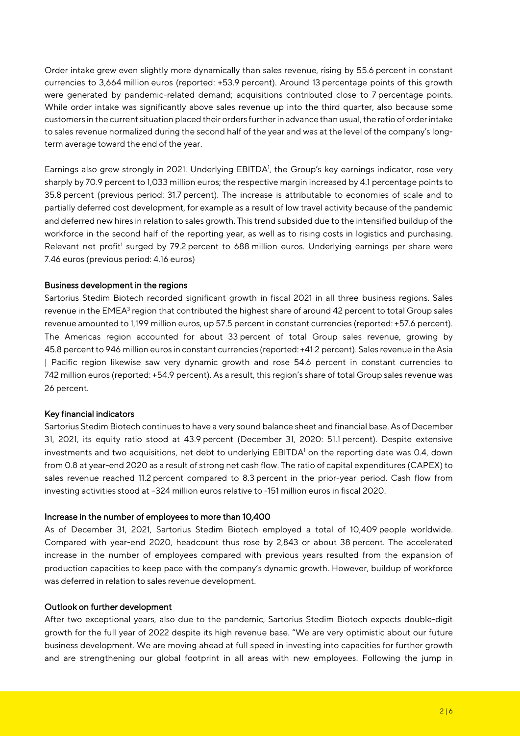Order intake grew even slightly more dynamically than sales revenue, rising by 55.6 percent in constant currencies to 3,664 million euros (reported: +53.9 percent). Around 13 percentage points of this growth were generated by pandemic-related demand; acquisitions contributed close to 7 percentage points. While order intake was significantly above sales revenue up into the third quarter, also because some customers in the current situation placed their orders further in advance than usual, the ratio of order intake to sales revenue normalized during the second half of the year and was at the level of the company's long-term average toward the end of the year.

Earnings also grew strongly in 2021. Underlying EBITDA[1], the Group's key earnings indicator, rose very sharply by 70.9 percent to 1,033 million euros; the respective margin increased by 4.1 percentage points to 35.8 percent (previous period: 31.7 percent). The increase is attributable to economies of scale and to partially deferred cost development, for example as a result of low travel activity because of the pandemic and deferred new hires in relation to sales growth. This trend subsided due to the intensified buildup of the workforce in the second half of the reporting year, as well as to rising costs in logistics and purchasing. Relevant net profit[1] surged by 79.2 percent to 688 million euros. Underlying earnings per share were 7.46 euros (previous period: 4.16 euros)

## Business development in the regions

Sartorius Stedim Biotech recorded significant growth in fiscal 2021 in all three business regions. Sales revenue in the EMEA[3] region that contributed the highest share of around 42 percent to total Group sales revenue amounted to 1,199 million euros, up 57.5 percent in constant currencies (reported: +57.6 percent). The Americas region accounted for about 33 percent of total Group sales revenue, growing by 45.8 percent to 946 million euros in constant currencies (reported: +41.2 percent). Sales revenue in the Asia | Pacific region likewise saw very dynamic growth and rose 54.6 percent in constant currencies to 742 million euros (reported: +54.9 percent). As a result, this region's share of total Group sales revenue was 26 percent.

## Key financial indicators

Sartorius Stedim Biotech continues to have a very sound balance sheet and financial base. As of December 31, 2021, its equity ratio stood at 43.9 percent (December 31, 2020: 51.1 percent). Despite extensive investments and two acquisitions, net debt to underlying EBITDA[1] on the reporting date was 0.4, down from 0.8 at year-end 2020 as a result of strong net cash flow. The ratio of capital expenditures (CAPEX) to sales revenue reached 11.2 percent compared to 8.3 percent in the prior-year period. Cash flow from investing activities stood at −324 million euros relative to -151 million euros in fiscal 2020.

## Increase in the number of employees to more than 10,400

As of December 31, 2021, Sartorius Stedim Biotech employed a total of 10,409 people worldwide. Compared with year-end 2020, headcount thus rose by 2,843 or about 38 percent. The accelerated increase in the number of employees compared with previous years resulted from the expansion of production capacities to keep pace with the company's dynamic growth. However, buildup of workforce was deferred in relation to sales revenue development.

## Outlook on further development

After two exceptional years, also due to the pandemic, Sartorius Stedim Biotech expects double-digit growth for the full year of 2022 despite its high revenue base. "We are very optimistic about our future business development. We are moving ahead at full speed in investing into capacities for further growth and are strengthening our global footprint in all areas with new employees. Following the jump in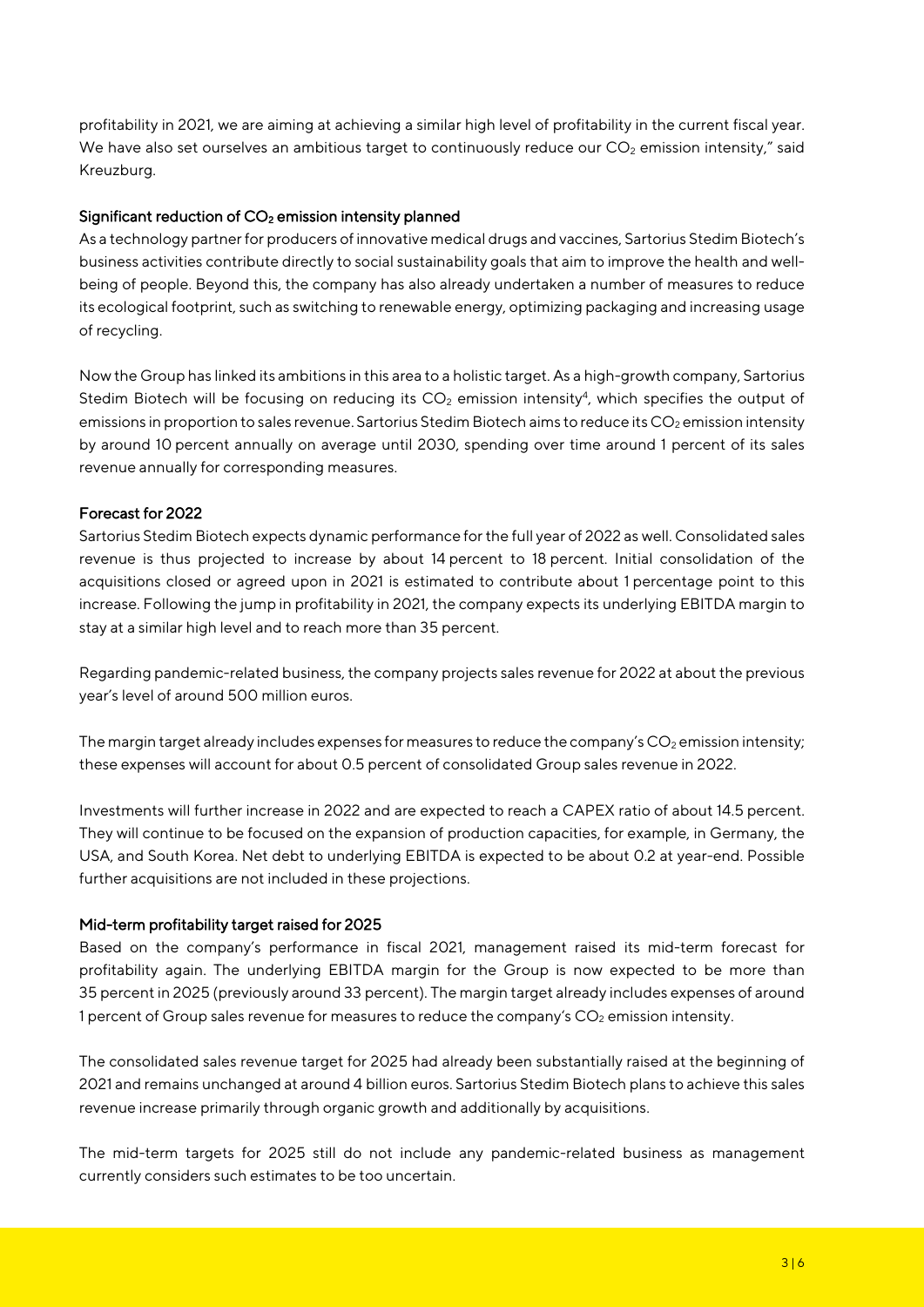profitability in 2021, we are aiming at achieving a similar high level of profitability in the current fiscal year. We have also set ourselves an ambitious target to continuously reduce our $CO_2$ emission intensity," said Kreuzburg.

### Significant reduction of $CO_2$ emission intensity planned

As a technology partner for producers of innovative medical drugs and vaccines, Sartorius Stedim Biotech's business activities contribute directly to social sustainability goals that aim to improve the health and well-being of people. Beyond this, the company has also already undertaken a number of measures to reduce its ecological footprint, such as switching to renewable energy, optimizing packaging and increasing usage of recycling.

Now the Group has linked its ambitions in this area to a holistic target. As a high-growth company, Sartorius Stedim Biotech will be focusing on reducing its $CO_2$ emission intensity[4], which specifies the output of emissions in proportion to sales revenue. Sartorius Stedim Biotech aims to reduce its $CO_2$ emission intensity by around 10 percent annually on average until 2030, spending over time around 1 percent of its sales revenue annually for corresponding measures.

### Forecast for 2022

Sartorius Stedim Biotech expects dynamic performance for the full year of 2022 as well. Consolidated sales revenue is thus projected to increase by about 14 percent to 18 percent. Initial consolidation of the acquisitions closed or agreed upon in 2021 is estimated to contribute about 1 percentage point to this increase. Following the jump in profitability in 2021, the company expects its underlying EBITDA margin to stay at a similar high level and to reach more than 35 percent.

Regarding pandemic-related business, the company projects sales revenue for 2022 at about the previous year's level of around 500 million euros.

The margin target already includes expenses for measures to reduce the company's $CO_2$ emission intensity; these expenses will account for about 0.5 percent of consolidated Group sales revenue in 2022.

Investments will further increase in 2022 and are expected to reach a CAPEX ratio of about 14.5 percent. They will continue to be focused on the expansion of production capacities, for example, in Germany, the USA, and South Korea. Net debt to underlying EBITDA is expected to be about 0.2 at year-end. Possible further acquisitions are not included in these projections.

### Mid-term profitability target raised for 2025

Based on the company's performance in fiscal 2021, management raised its mid-term forecast for profitability again. The underlying EBITDA margin for the Group is now expected to be more than 35 percent in 2025 (previously around 33 percent). The margin target already includes expenses of around 1 percent of Group sales revenue for measures to reduce the company's $CO_2$ emission intensity.

The consolidated sales revenue target for 2025 had already been substantially raised at the beginning of 2021 and remains unchanged at around 4 billion euros. Sartorius Stedim Biotech plans to achieve this sales revenue increase primarily through organic growth and additionally by acquisitions.

The mid-term targets for 2025 still do not include any pandemic-related business as management currently considers such estimates to be too uncertain.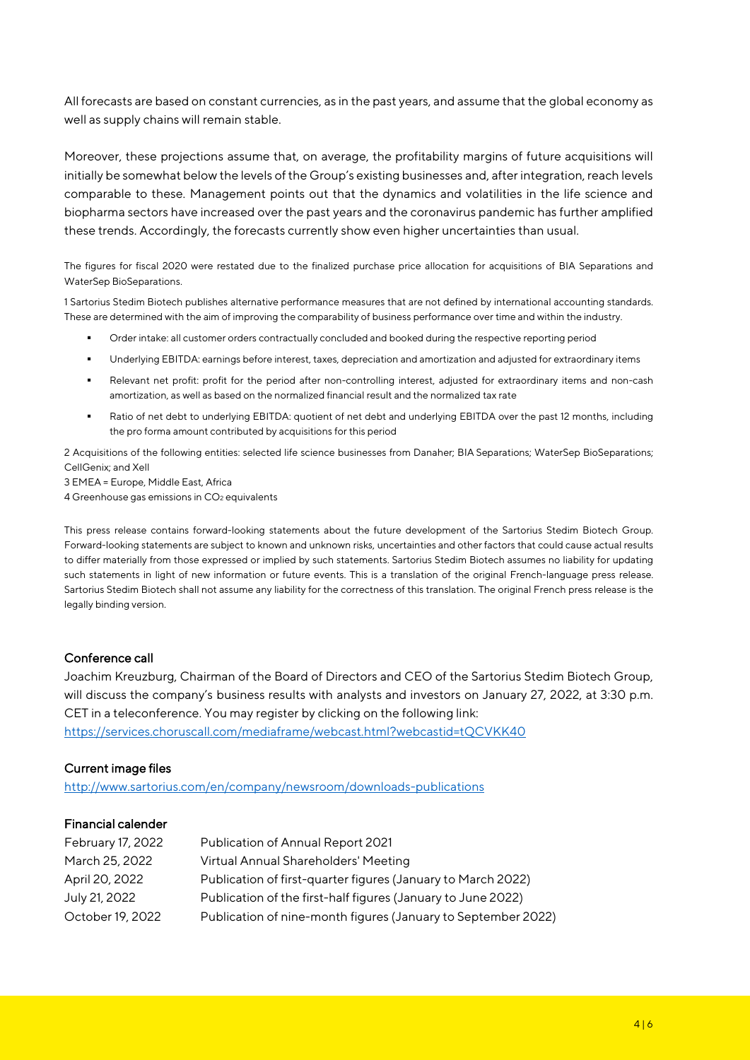All forecasts are based on constant currencies, as in the past years, and assume that the global economy as well as supply chains will remain stable.

Moreover, these projections assume that, on average, the profitability margins of future acquisitions will initially be somewhat below the levels of the Group's existing businesses and, after integration, reach levels comparable to these. Management points out that the dynamics and volatilities in the life science and biopharma sectors have increased over the past years and the coronavirus pandemic has further amplified these trends. Accordingly, the forecasts currently show even higher uncertainties than usual.

The figures for fiscal 2020 were restated due to the finalized purchase price allocation for acquisitions of BIA Separations and WaterSep BioSeparations.

1 Sartorius Stedim Biotech publishes alternative performance measures that are not defined by international accounting standards. These are determined with the aim of improving the comparability of business performance over time and within the industry.

- Order intake: all customer orders contractually concluded and booked during the respective reporting period
- Underlying EBITDA: earnings before interest, taxes, depreciation and amortization and adjusted for extraordinary items
- Relevant net profit: profit for the period after non-controlling interest, adjusted for extraordinary items and non-cash amortization, as well as based on the normalized financial result and the normalized tax rate
- Ratio of net debt to underlying EBITDA: quotient of net debt and underlying EBITDA over the past 12 months, including the pro forma amount contributed by acquisitions for this period

2 Acquisitions of the following entities: selected life science businesses from Danaher; BIA Separations; WaterSep BioSeparations; CellGenix; and Xell

3 EMEA = Europe, Middle East, Africa

4 Greenhouse gas emissions in $CO_2$ equivalents

This press release contains forward-looking statements about the future development of the Sartorius Stedim Biotech Group. Forward-looking statements are subject to known and unknown risks, uncertainties and other factors that could cause actual results to differ materially from those expressed or implied by such statements. Sartorius Stedim Biotech assumes no liability for updating such statements in light of new information or future events. This is a translation of the original French-language press release. Sartorius Stedim Biotech shall not assume any liability for the correctness of this translation. The original French press release is the legally binding version.

## Conference call

Joachim Kreuzburg, Chairman of the Board of Directors and CEO of the Sartorius Stedim Biotech Group, will discuss the company's business results with analysts and investors on January 27, 2022, at 3:30 p.m. CET in a teleconference. You may register by clicking on the following link:
https://services.choruscall.com/mediaframe/webcast.html?webcastid=tQCVKK40

## Current image files

http://www.sartorius.com/en/company/newsroom/downloads-publications

## Financial calender

| | |
|---|---|
| February 17, 2022 | Publication of Annual Report 2021 |
| March 25, 2022 | Virtual Annual Shareholders' Meeting |
| April 20, 2022 | Publication of first-quarter figures (January to March 2022) |
| July 21, 2022 | Publication of the first-half figures (January to June 2022) |
| October 19, 2022 | Publication of nine-month figures (January to September 2022) |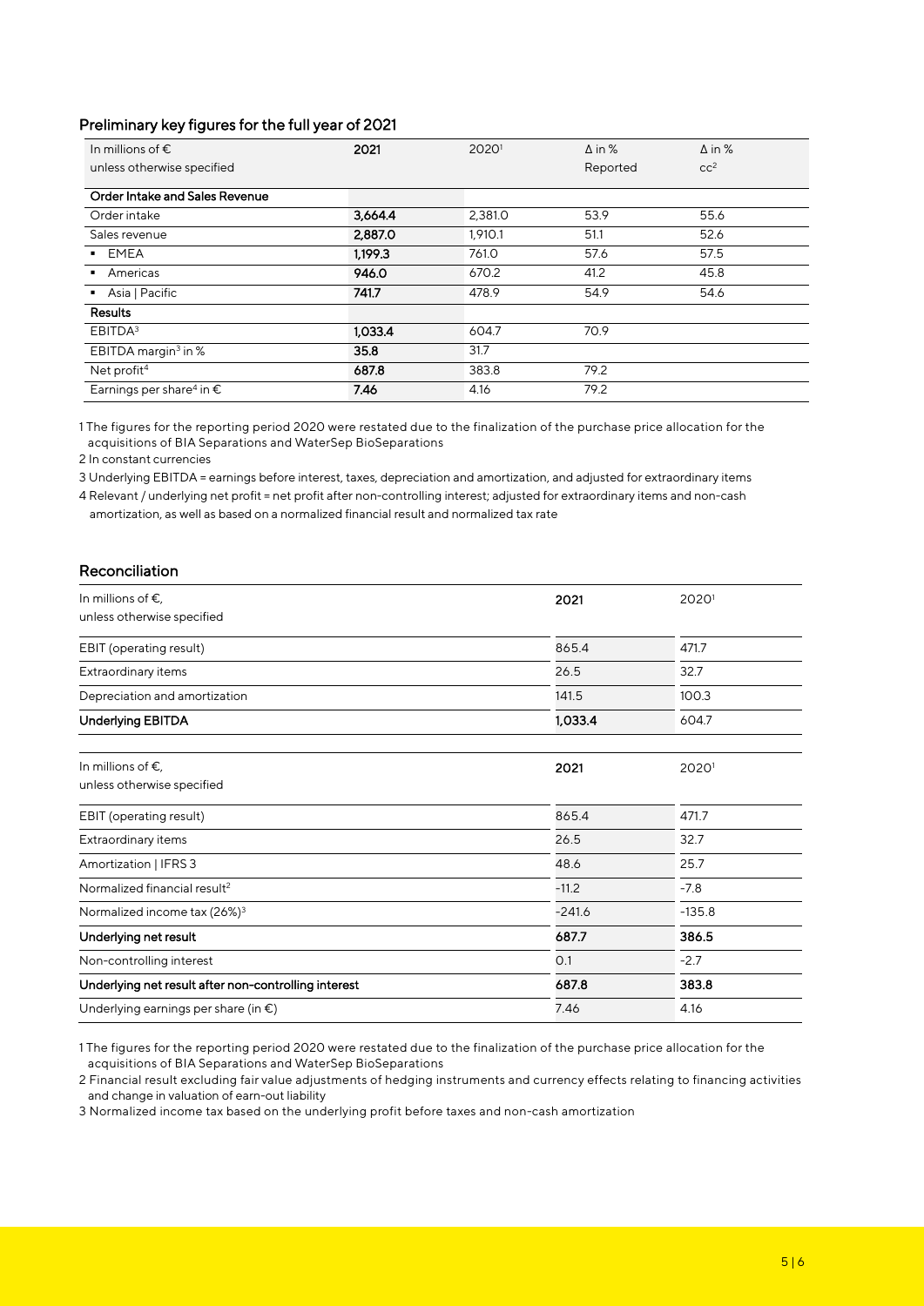## Preliminary key figures for the full year of 2021

| In millions of € unless otherwise specified | 2021 | 2020[1] | Δ in % Reported | Δ in % cc[2] |
|---|---|---|---|---|
| **Order Intake and Sales Revenue** | | | | |
| Order intake | **3,664.4** | 2,381.0 | 53.9 | 55.6 |
| Sales revenue | **2,887.0** | 1,910.1 | 51.1 | 52.6 |
| ▪ EMEA | **1,199.3** | 761.0 | 57.6 | 57.5 |
| ▪ Americas | **946.0** | 670.2 | 41.2 | 45.8 |
| ▪ Asia \| Pacific | **741.7** | 478.9 | 54.9 | 54.6 |
| **Results** | | | | |
| EBITDA[3] | **1,033.4** | 604.7 | 70.9 | |
| EBITDA margin[3] in % | **35.8** | 31.7 | | |
| Net profit[4] | **687.8** | 383.8 | 79.2 | |
| Earnings per share[4] in € | **7.46** | 4.16 | 79.2 | |

1 The figures for the reporting period 2020 were restated due to the finalization of the purchase price allocation for the acquisitions of BIA Separations and WaterSep BioSeparations

2 In constant currencies

3 Underlying EBITDA = earnings before interest, taxes, depreciation and amortization, and adjusted for extraordinary items

4 Relevant / underlying net profit = net profit after non-controlling interest; adjusted for extraordinary items and non-cash amortization, as well as based on a normalized financial result and normalized tax rate

## Reconciliation

| In millions of €, unless otherwise specified | 2021 | 2020[1] |
|---|---|---|
| EBIT (operating result) | 865.4 | 471.7 |
| Extraordinary items | 26.5 | 32.7 |
| Depreciation and amortization | 141.5 | 100.3 |
| **Underlying EBITDA** | **1,033.4** | 604.7 |

| In millions of €, unless otherwise specified | 2021 | 2020[1] |
|---|---|---|
| EBIT (operating result) | 865.4 | 471.7 |
| Extraordinary items | 26.5 | 32.7 |
| Amortization \| IFRS 3 | 48.6 | 25.7 |
| Normalized financial result[2] | -11.2 | -7.8 |
| Normalized income tax (26%)[3] | -241.6 | -135.8 |
| **Underlying net result** | **687.7** | **386.5** |
| Non-controlling interest | 0.1 | -2.7 |
| **Underlying net result after non-controlling interest** | **687.8** | **383.8** |
| Underlying earnings per share (in €) | 7.46 | 4.16 |

1 The figures for the reporting period 2020 were restated due to the finalization of the purchase price allocation for the acquisitions of BIA Separations and WaterSep BioSeparations

2 Financial result excluding fair value adjustments of hedging instruments and currency effects relating to financing activities and change in valuation of earn-out liability

3 Normalized income tax based on the underlying profit before taxes and non-cash amortization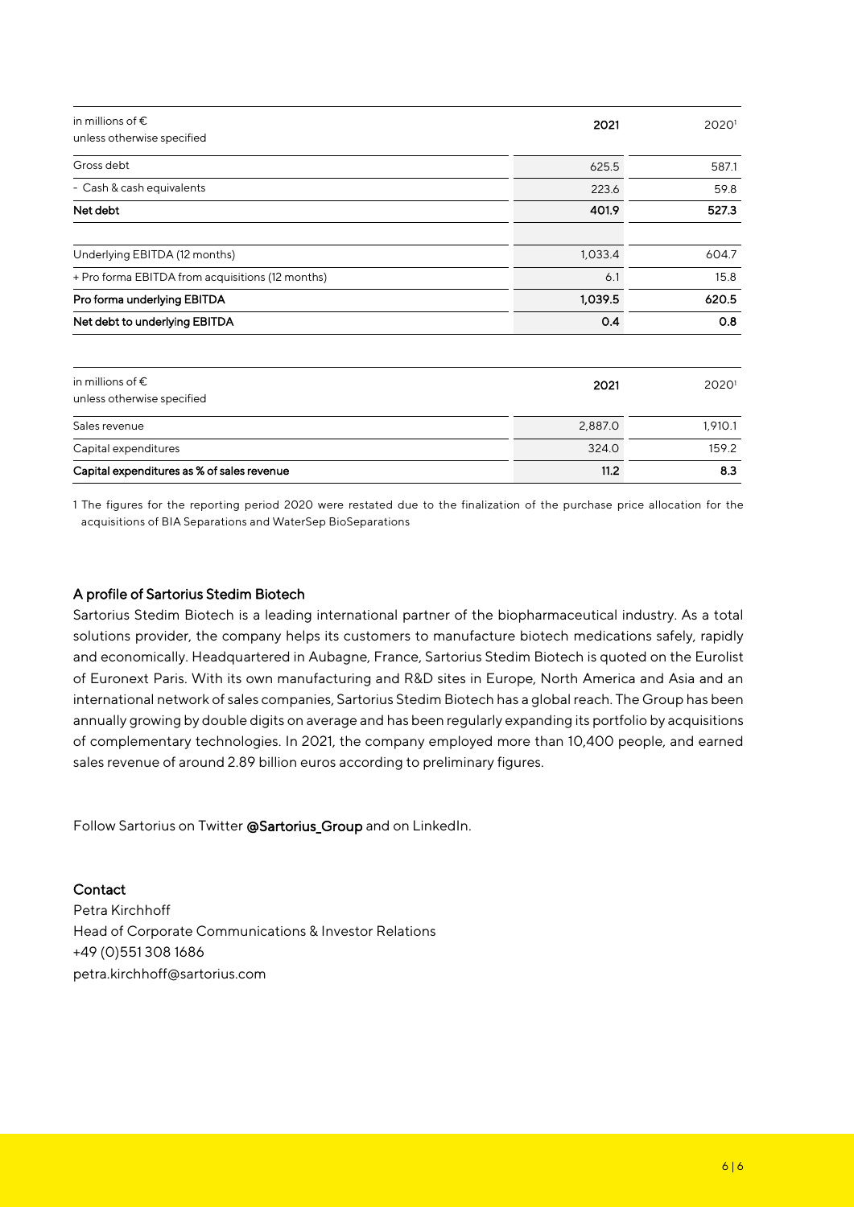| in millions of €<br>unless otherwise specified | 2021 | 2020[1] |
|---|---|---|
| Gross debt | 625.5 | 587.1 |
| - Cash & cash equivalents | 223.6 | 59.8 |
| **Net debt** | **401.9** | **527.3** |
| | | |
| Underlying EBITDA (12 months) | 1,033.4 | 604.7 |
| + Pro forma EBITDA from acquisitions (12 months) | 6.1 | 15.8 |
| **Pro forma underlying EBITDA** | **1,039.5** | **620.5** |
| **Net debt to underlying EBITDA** | **0.4** | **0.8** |

| in millions of €<br>unless otherwise specified | 2021 | 2020[1] |
|---|---|---|
| Sales revenue | 2,887.0 | 1,910.1 |
| Capital expenditures | 324.0 | 159.2 |
| **Capital expenditures as % of sales revenue** | **11.2** | **8.3** |

1 The figures for the reporting period 2020 were restated due to the finalization of the purchase price allocation for the acquisitions of BIA Separations and WaterSep BioSeparations

## A profile of Sartorius Stedim Biotech

Sartorius Stedim Biotech is a leading international partner of the biopharmaceutical industry. As a total solutions provider, the company helps its customers to manufacture biotech medications safely, rapidly and economically. Headquartered in Aubagne, France, Sartorius Stedim Biotech is quoted on the Eurolist of Euronext Paris. With its own manufacturing and R&D sites in Europe, North America and Asia and an international network of sales companies, Sartorius Stedim Biotech has a global reach. The Group has been annually growing by double digits on average and has been regularly expanding its portfolio by acquisitions of complementary technologies. In 2021, the company employed more than 10,400 people, and earned sales revenue of around 2.89 billion euros according to preliminary figures.

Follow Sartorius on Twitter **@Sartorius_Group** and on LinkedIn.

## Contact

Petra Kirchhoff
Head of Corporate Communications & Investor Relations
+49 (0)551 308 1686
petra.kirchhoff@sartorius.com